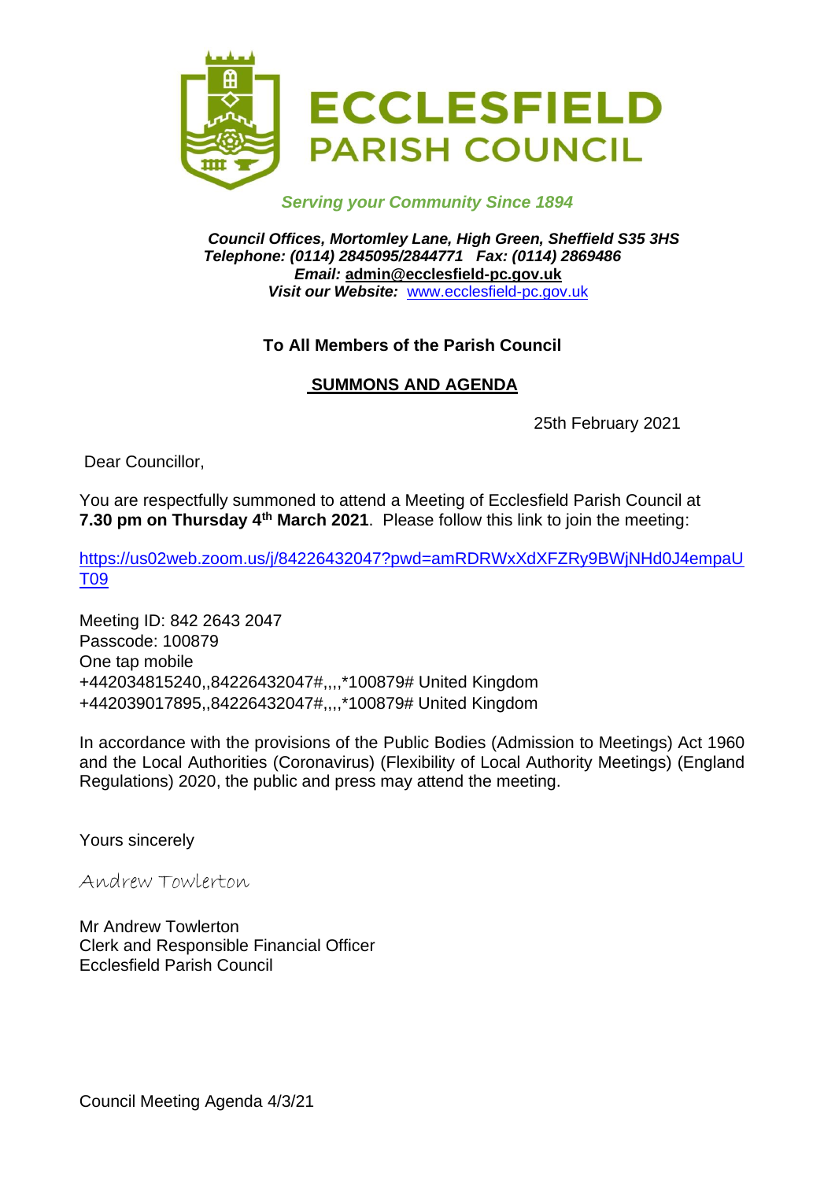# ECCLESFIELD PARISH COUNCIL

*Serving your Community Since 1894*

***Council Offices, Mortomley Lane, High Green, Sheffield S35 3HS***
***Telephone: (0114) 2845095/2844771 Fax: (0114) 2869486***
***Email:* admin@ecclesfield-pc.gov.uk**
***Visit our Website:*** www.ecclesfield-pc.gov.uk

**To All Members of the Parish Council**

**SUMMONS AND AGENDA**

25th February 2021

Dear Councillor,

You are respectfully summoned to attend a Meeting of Ecclesfield Parish Council at **7.30 pm on Thursday 4th March 2021**. Please follow this link to join the meeting:

https://us02web.zoom.us/j/84226432047?pwd=amRDRWxXdXFZRy9BWjNHd0J4empaUT09

Meeting ID: 842 2643 2047
Passcode: 100879
One tap mobile
+442034815240,,84226432047#,,,,*100879# United Kingdom
+442039017895,,84226432047#,,,,*100879# United Kingdom

In accordance with the provisions of the Public Bodies (Admission to Meetings) Act 1960 and the Local Authorities (Coronavirus) (Flexibility of Local Authority Meetings) (England Regulations) 2020, the public and press may attend the meeting.

Yours sincerely

Andrew Towlerton

Mr Andrew Towlerton
Clerk and Responsible Financial Officer
Ecclesfield Parish Council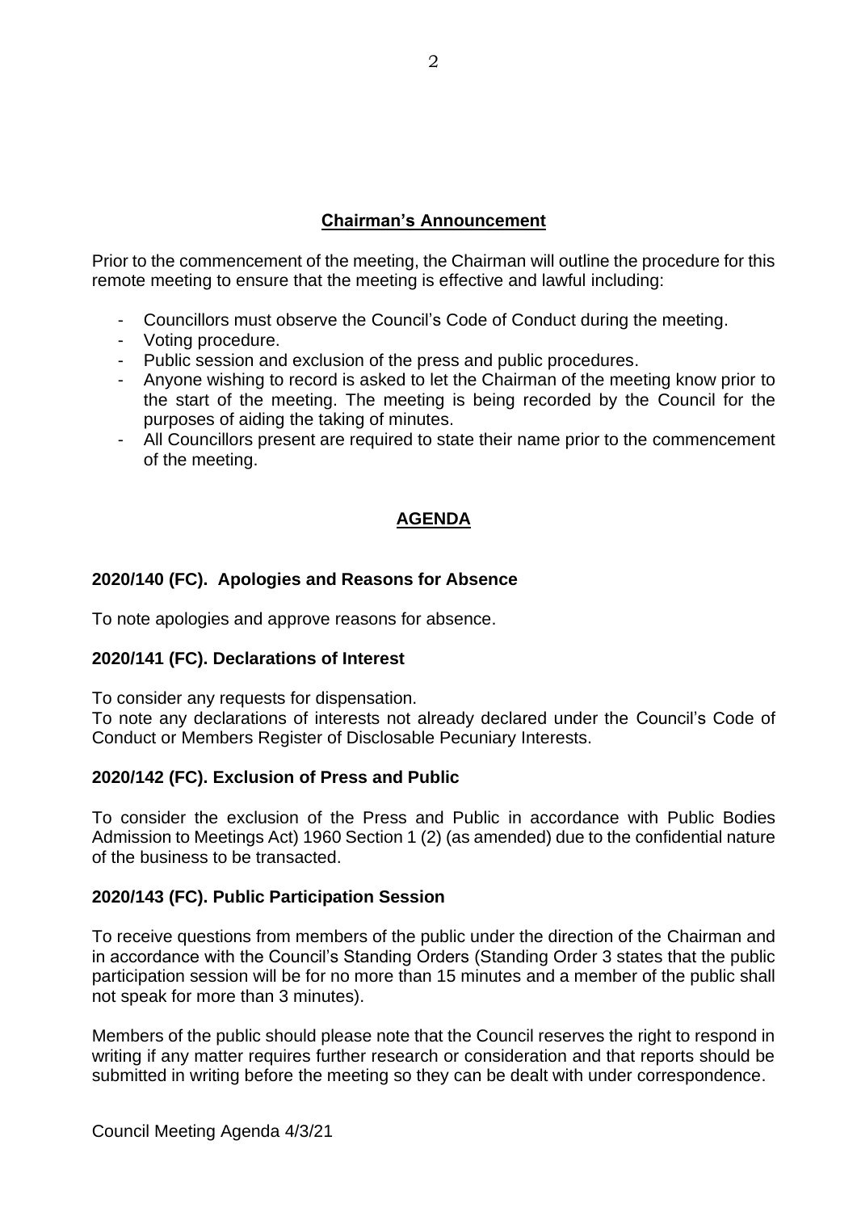## Chairman's Announcement

Prior to the commencement of the meeting, the Chairman will outline the procedure for this remote meeting to ensure that the meeting is effective and lawful including:

- Councillors must observe the Council's Code of Conduct during the meeting.
- Voting procedure.
- Public session and exclusion of the press and public procedures.
- Anyone wishing to record is asked to let the Chairman of the meeting know prior to the start of the meeting. The meeting is being recorded by the Council for the purposes of aiding the taking of minutes.
- All Councillors present are required to state their name prior to the commencement of the meeting.

## AGENDA

### 2020/140 (FC). Apologies and Reasons for Absence

To note apologies and approve reasons for absence.

### 2020/141 (FC). Declarations of Interest

To consider any requests for dispensation.
To note any declarations of interests not already declared under the Council's Code of Conduct or Members Register of Disclosable Pecuniary Interests.

### 2020/142 (FC). Exclusion of Press and Public

To consider the exclusion of the Press and Public in accordance with Public Bodies Admission to Meetings Act) 1960 Section 1 (2) (as amended) due to the confidential nature of the business to be transacted.

### 2020/143 (FC). Public Participation Session

To receive questions from members of the public under the direction of the Chairman and in accordance with the Council's Standing Orders (Standing Order 3 states that the public participation session will be for no more than 15 minutes and a member of the public shall not speak for more than 3 minutes).

Members of the public should please note that the Council reserves the right to respond in writing if any matter requires further research or consideration and that reports should be submitted in writing before the meeting so they can be dealt with under correspondence.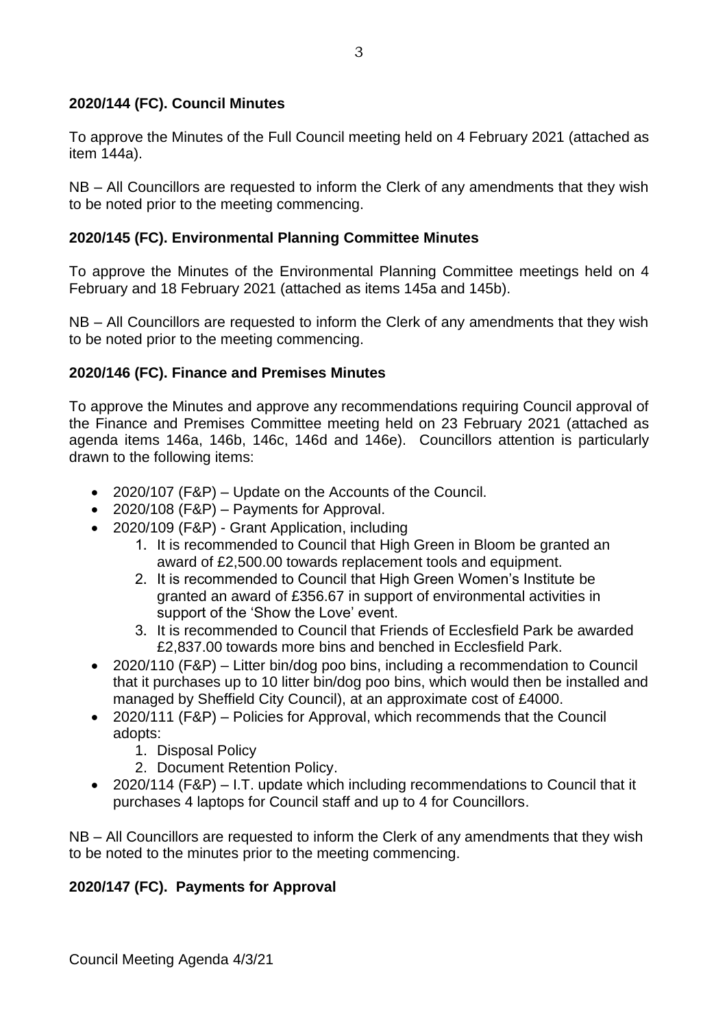### 2020/144 (FC). Council Minutes

To approve the Minutes of the Full Council meeting held on 4 February 2021 (attached as item 144a).

NB – All Councillors are requested to inform the Clerk of any amendments that they wish to be noted prior to the meeting commencing.

### 2020/145 (FC). Environmental Planning Committee Minutes

To approve the Minutes of the Environmental Planning Committee meetings held on 4 February and 18 February 2021 (attached as items 145a and 145b).

NB – All Councillors are requested to inform the Clerk of any amendments that they wish to be noted prior to the meeting commencing.

### 2020/146 (FC). Finance and Premises Minutes

To approve the Minutes and approve any recommendations requiring Council approval of the Finance and Premises Committee meeting held on 23 February 2021 (attached as agenda items 146a, 146b, 146c, 146d and 146e). Councillors attention is particularly drawn to the following items:

- 2020/107 (F&P) – Update on the Accounts of the Council.
- 2020/108 (F&P) – Payments for Approval.
- 2020/109 (F&P) - Grant Application, including
    1. It is recommended to Council that High Green in Bloom be granted an award of £2,500.00 towards replacement tools and equipment.
    2. It is recommended to Council that High Green Women's Institute be granted an award of £356.67 in support of environmental activities in support of the 'Show the Love' event.
    3. It is recommended to Council that Friends of Ecclesfield Park be awarded £2,837.00 towards more bins and benched in Ecclesfield Park.
- 2020/110 (F&P) – Litter bin/dog poo bins, including a recommendation to Council that it purchases up to 10 litter bin/dog poo bins, which would then be installed and managed by Sheffield City Council), at an approximate cost of £4000.
- 2020/111 (F&P) – Policies for Approval, which recommends that the Council adopts:
    1. Disposal Policy
    2. Document Retention Policy.
- 2020/114 (F&P) – I.T. update which including recommendations to Council that it purchases 4 laptops for Council staff and up to 4 for Councillors.

NB – All Councillors are requested to inform the Clerk of any amendments that they wish to be noted to the minutes prior to the meeting commencing.

### 2020/147 (FC). Payments for Approval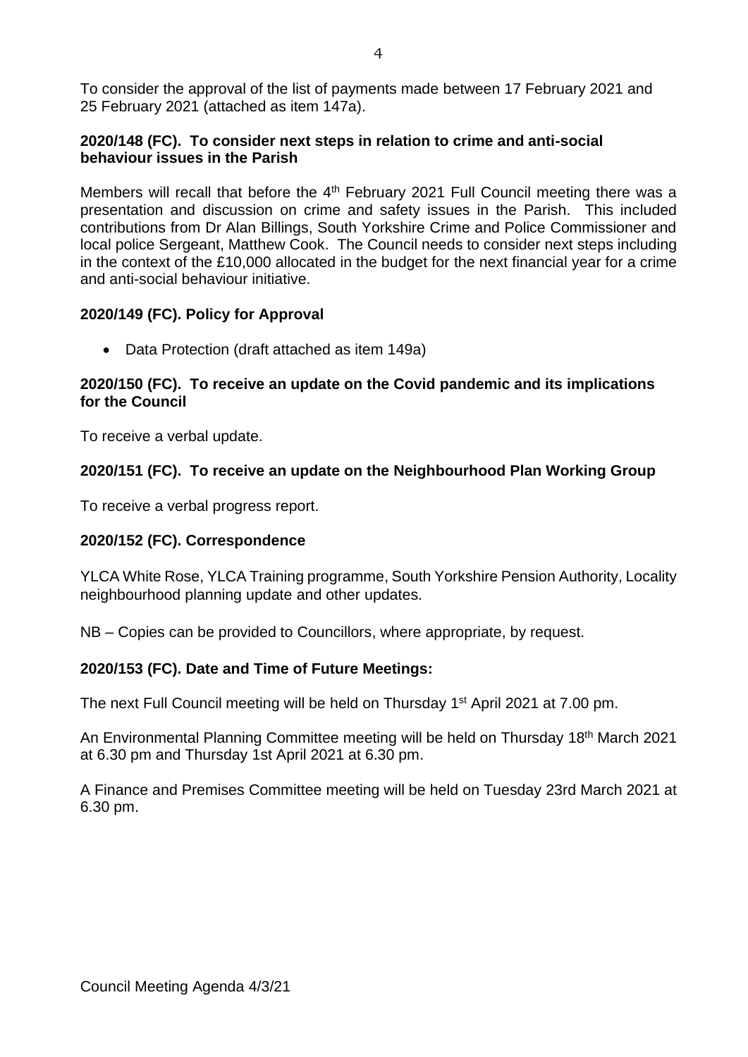To consider the approval of the list of payments made between 17 February 2021 and 25 February 2021 (attached as item 147a).

### 2020/148 (FC). To consider next steps in relation to crime and anti-social behaviour issues in the Parish

Members will recall that before the 4th February 2021 Full Council meeting there was a presentation and discussion on crime and safety issues in the Parish. This included contributions from Dr Alan Billings, South Yorkshire Crime and Police Commissioner and local police Sergeant, Matthew Cook. The Council needs to consider next steps including in the context of the £10,000 allocated in the budget for the next financial year for a crime and anti-social behaviour initiative.

### 2020/149 (FC). Policy for Approval

- Data Protection (draft attached as item 149a)

### 2020/150 (FC). To receive an update on the Covid pandemic and its implications for the Council

To receive a verbal update.

### 2020/151 (FC). To receive an update on the Neighbourhood Plan Working Group

To receive a verbal progress report.

### 2020/152 (FC). Correspondence

YLCA White Rose, YLCA Training programme, South Yorkshire Pension Authority, Locality neighbourhood planning update and other updates.

NB – Copies can be provided to Councillors, where appropriate, by request.

### 2020/153 (FC). Date and Time of Future Meetings:

The next Full Council meeting will be held on Thursday 1st April 2021 at 7.00 pm.

An Environmental Planning Committee meeting will be held on Thursday 18th March 2021 at 6.30 pm and Thursday 1st April 2021 at 6.30 pm.

A Finance and Premises Committee meeting will be held on Tuesday 23rd March 2021 at 6.30 pm.